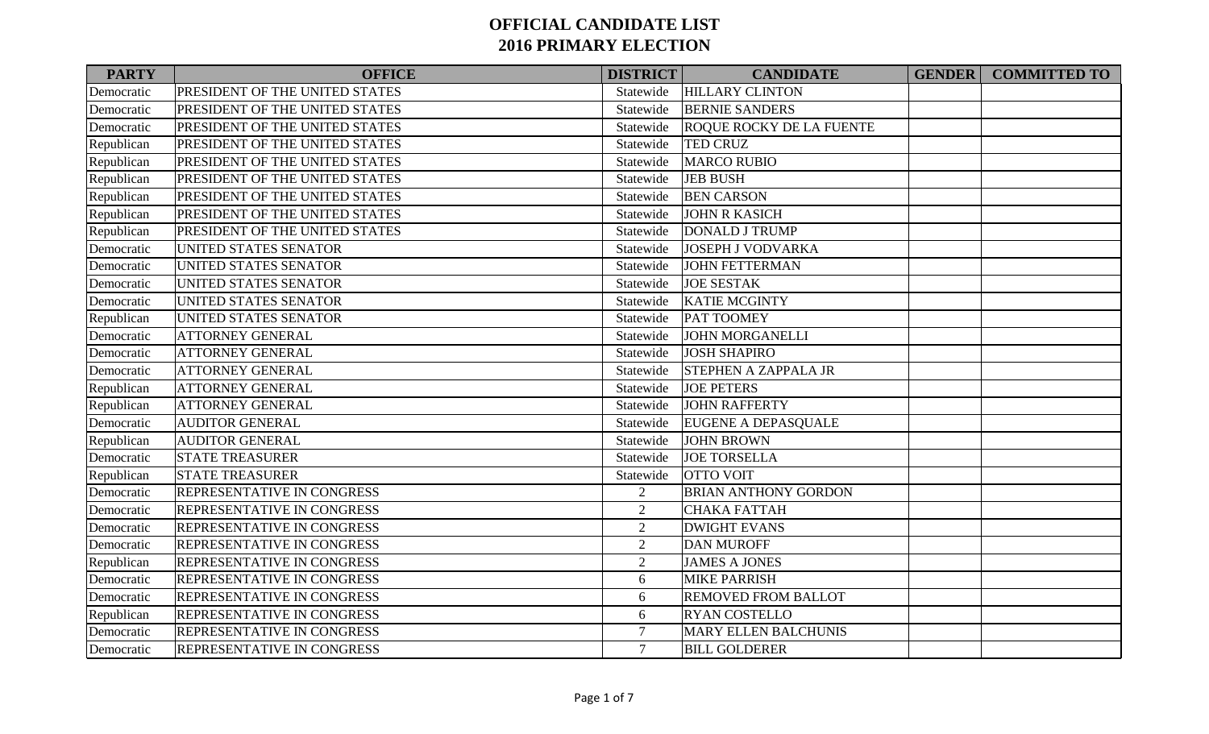# OFFICIAL CANDIDATE LIST
## 2016 PRIMARY ELECTION

| PARTY | OFFICE | DISTRICT | CANDIDATE | GENDER | COMMITTED TO |
|---|---|---|---|---|---|
| Democratic | PRESIDENT OF THE UNITED STATES | Statewide | HILLARY CLINTON | | |
| Democratic | PRESIDENT OF THE UNITED STATES | Statewide | BERNIE SANDERS | | |
| Democratic | PRESIDENT OF THE UNITED STATES | Statewide | ROQUE ROCKY DE LA FUENTE | | |
| Republican | PRESIDENT OF THE UNITED STATES | Statewide | TED CRUZ | | |
| Republican | PRESIDENT OF THE UNITED STATES | Statewide | MARCO RUBIO | | |
| Republican | PRESIDENT OF THE UNITED STATES | Statewide | JEB BUSH | | |
| Republican | PRESIDENT OF THE UNITED STATES | Statewide | BEN CARSON | | |
| Republican | PRESIDENT OF THE UNITED STATES | Statewide | JOHN R KASICH | | |
| Republican | PRESIDENT OF THE UNITED STATES | Statewide | DONALD J TRUMP | | |
| Democratic | UNITED STATES SENATOR | Statewide | JOSEPH J VODVARKA | | |
| Democratic | UNITED STATES SENATOR | Statewide | JOHN FETTERMAN | | |
| Democratic | UNITED STATES SENATOR | Statewide | JOE SESTAK | | |
| Democratic | UNITED STATES SENATOR | Statewide | KATIE MCGINTY | | |
| Republican | UNITED STATES SENATOR | Statewide | PAT TOOMEY | | |
| Democratic | ATTORNEY GENERAL | Statewide | JOHN MORGANELLI | | |
| Democratic | ATTORNEY GENERAL | Statewide | JOSH SHAPIRO | | |
| Democratic | ATTORNEY GENERAL | Statewide | STEPHEN A ZAPPALA JR | | |
| Republican | ATTORNEY GENERAL | Statewide | JOE PETERS | | |
| Republican | ATTORNEY GENERAL | Statewide | JOHN RAFFERTY | | |
| Democratic | AUDITOR GENERAL | Statewide | EUGENE A DEPASQUALE | | |
| Republican | AUDITOR GENERAL | Statewide | JOHN BROWN | | |
| Democratic | STATE TREASURER | Statewide | JOE TORSELLA | | |
| Republican | STATE TREASURER | Statewide | OTTO VOIT | | |
| Democratic | REPRESENTATIVE IN CONGRESS | 2 | BRIAN ANTHONY GORDON | | |
| Democratic | REPRESENTATIVE IN CONGRESS | 2 | CHAKA FATTAH | | |
| Democratic | REPRESENTATIVE IN CONGRESS | 2 | DWIGHT EVANS | | |
| Democratic | REPRESENTATIVE IN CONGRESS | 2 | DAN MUROFF | | |
| Republican | REPRESENTATIVE IN CONGRESS | 2 | JAMES A JONES | | |
| Democratic | REPRESENTATIVE IN CONGRESS | 6 | MIKE PARRISH | | |
| Democratic | REPRESENTATIVE IN CONGRESS | 6 | REMOVED FROM BALLOT | | |
| Republican | REPRESENTATIVE IN CONGRESS | 6 | RYAN COSTELLO | | |
| Democratic | REPRESENTATIVE IN CONGRESS | 7 | MARY ELLEN BALCHUNIS | | |
| Democratic | REPRESENTATIVE IN CONGRESS | 7 | BILL GOLDERER | | |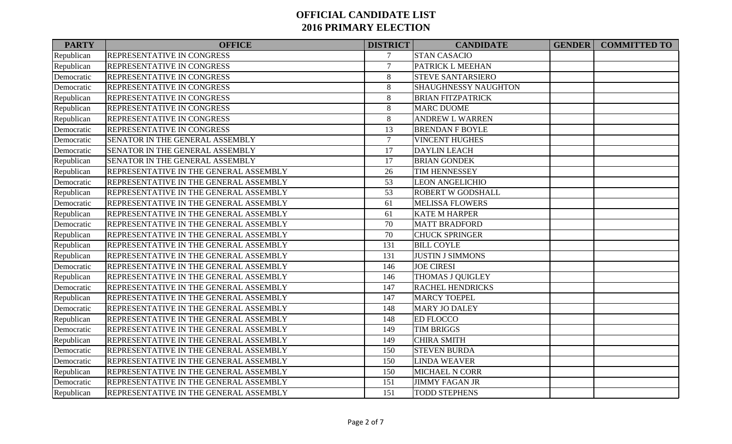# OFFICIAL CANDIDATE LIST
# 2016 PRIMARY ELECTION

| PARTY | OFFICE | DISTRICT | CANDIDATE | GENDER | COMMITTED TO |
|---|---|---|---|---|---|
| Republican | REPRESENTATIVE IN CONGRESS | 7 | STAN CASACIO | | |
| Republican | REPRESENTATIVE IN CONGRESS | 7 | PATRICK L MEEHAN | | |
| Democratic | REPRESENTATIVE IN CONGRESS | 8 | STEVE SANTARSIERO | | |
| Democratic | REPRESENTATIVE IN CONGRESS | 8 | SHAUGHNESSY NAUGHTON | | |
| Republican | REPRESENTATIVE IN CONGRESS | 8 | BRIAN FITZPATRICK | | |
| Republican | REPRESENTATIVE IN CONGRESS | 8 | MARC DUOME | | |
| Republican | REPRESENTATIVE IN CONGRESS | 8 | ANDREW L WARREN | | |
| Democratic | REPRESENTATIVE IN CONGRESS | 13 | BRENDAN F BOYLE | | |
| Democratic | SENATOR IN THE GENERAL ASSEMBLY | 7 | VINCENT HUGHES | | |
| Democratic | SENATOR IN THE GENERAL ASSEMBLY | 17 | DAYLIN LEACH | | |
| Republican | SENATOR IN THE GENERAL ASSEMBLY | 17 | BRIAN GONDEK | | |
| Republican | REPRESENTATIVE IN THE GENERAL ASSEMBLY | 26 | TIM HENNESSEY | | |
| Democratic | REPRESENTATIVE IN THE GENERAL ASSEMBLY | 53 | LEON ANGELICHIO | | |
| Republican | REPRESENTATIVE IN THE GENERAL ASSEMBLY | 53 | ROBERT W GODSHALL | | |
| Democratic | REPRESENTATIVE IN THE GENERAL ASSEMBLY | 61 | MELISSA FLOWERS | | |
| Republican | REPRESENTATIVE IN THE GENERAL ASSEMBLY | 61 | KATE M HARPER | | |
| Democratic | REPRESENTATIVE IN THE GENERAL ASSEMBLY | 70 | MATT BRADFORD | | |
| Republican | REPRESENTATIVE IN THE GENERAL ASSEMBLY | 70 | CHUCK SPRINGER | | |
| Republican | REPRESENTATIVE IN THE GENERAL ASSEMBLY | 131 | BILL COYLE | | |
| Republican | REPRESENTATIVE IN THE GENERAL ASSEMBLY | 131 | JUSTIN J SIMMONS | | |
| Democratic | REPRESENTATIVE IN THE GENERAL ASSEMBLY | 146 | JOE CIRESI | | |
| Republican | REPRESENTATIVE IN THE GENERAL ASSEMBLY | 146 | THOMAS J QUIGLEY | | |
| Democratic | REPRESENTATIVE IN THE GENERAL ASSEMBLY | 147 | RACHEL HENDRICKS | | |
| Republican | REPRESENTATIVE IN THE GENERAL ASSEMBLY | 147 | MARCY TOEPEL | | |
| Democratic | REPRESENTATIVE IN THE GENERAL ASSEMBLY | 148 | MARY JO DALEY | | |
| Republican | REPRESENTATIVE IN THE GENERAL ASSEMBLY | 148 | ED FLOCCO | | |
| Democratic | REPRESENTATIVE IN THE GENERAL ASSEMBLY | 149 | TIM BRIGGS | | |
| Republican | REPRESENTATIVE IN THE GENERAL ASSEMBLY | 149 | CHIRA SMITH | | |
| Democratic | REPRESENTATIVE IN THE GENERAL ASSEMBLY | 150 | STEVEN BURDA | | |
| Democratic | REPRESENTATIVE IN THE GENERAL ASSEMBLY | 150 | LINDA WEAVER | | |
| Republican | REPRESENTATIVE IN THE GENERAL ASSEMBLY | 150 | MICHAEL N CORR | | |
| Democratic | REPRESENTATIVE IN THE GENERAL ASSEMBLY | 151 | JIMMY FAGAN JR | | |
| Republican | REPRESENTATIVE IN THE GENERAL ASSEMBLY | 151 | TODD STEPHENS | | |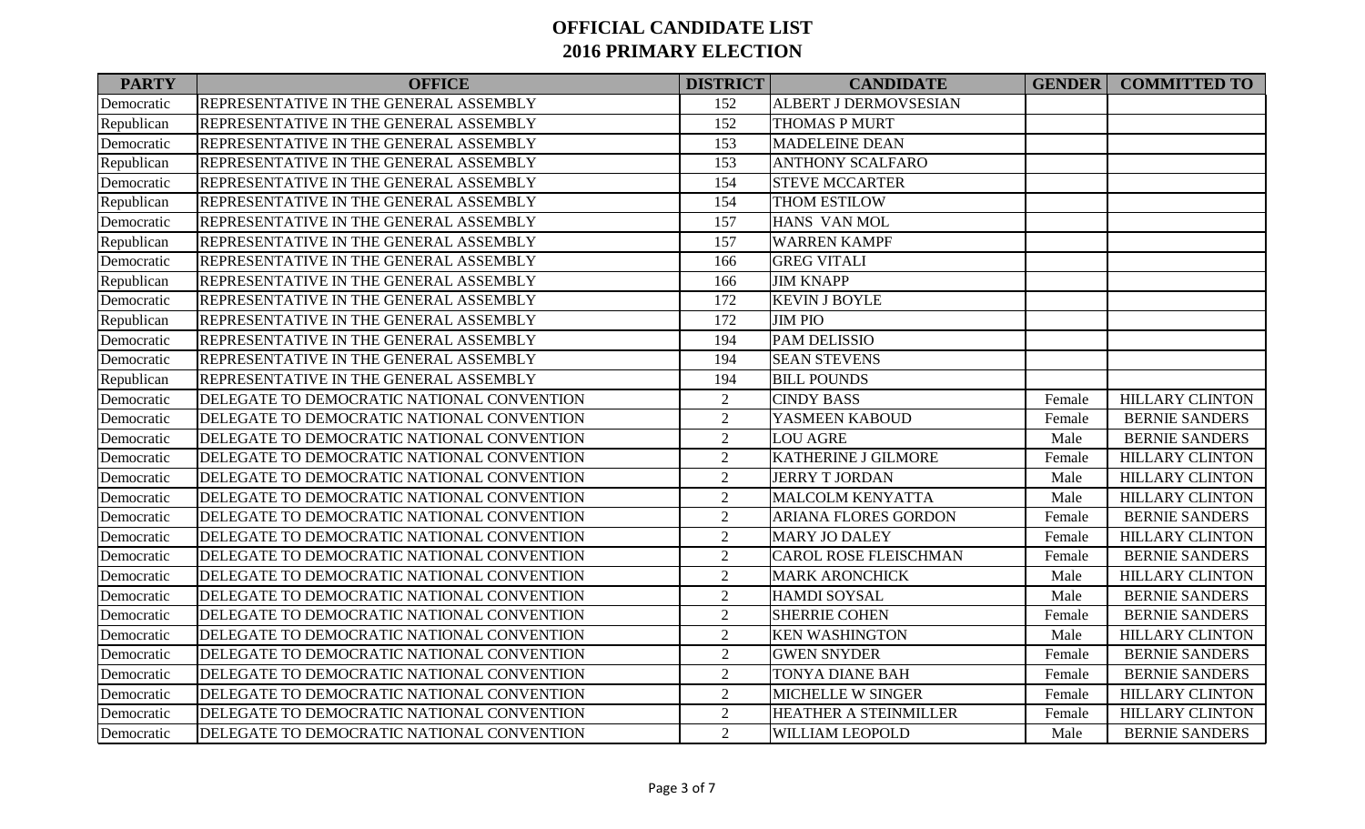# OFFICIAL CANDIDATE LIST
# 2016 PRIMARY ELECTION

| PARTY | OFFICE | DISTRICT | CANDIDATE | GENDER | COMMITTED TO |
|---|---|---|---|---|---|
| Democratic | REPRESENTATIVE IN THE GENERAL ASSEMBLY | 152 | ALBERT J DERMOVSESIAN | | |
| Republican | REPRESENTATIVE IN THE GENERAL ASSEMBLY | 152 | THOMAS P MURT | | |
| Democratic | REPRESENTATIVE IN THE GENERAL ASSEMBLY | 153 | MADELEINE DEAN | | |
| Republican | REPRESENTATIVE IN THE GENERAL ASSEMBLY | 153 | ANTHONY SCALFARO | | |
| Democratic | REPRESENTATIVE IN THE GENERAL ASSEMBLY | 154 | STEVE MCCARTER | | |
| Republican | REPRESENTATIVE IN THE GENERAL ASSEMBLY | 154 | THOM ESTILOW | | |
| Democratic | REPRESENTATIVE IN THE GENERAL ASSEMBLY | 157 | HANS VAN MOL | | |
| Republican | REPRESENTATIVE IN THE GENERAL ASSEMBLY | 157 | WARREN KAMPF | | |
| Democratic | REPRESENTATIVE IN THE GENERAL ASSEMBLY | 166 | GREG VITALI | | |
| Republican | REPRESENTATIVE IN THE GENERAL ASSEMBLY | 166 | JIM KNAPP | | |
| Democratic | REPRESENTATIVE IN THE GENERAL ASSEMBLY | 172 | KEVIN J BOYLE | | |
| Republican | REPRESENTATIVE IN THE GENERAL ASSEMBLY | 172 | JIM PIO | | |
| Democratic | REPRESENTATIVE IN THE GENERAL ASSEMBLY | 194 | PAM DELISSIO | | |
| Democratic | REPRESENTATIVE IN THE GENERAL ASSEMBLY | 194 | SEAN STEVENS | | |
| Republican | REPRESENTATIVE IN THE GENERAL ASSEMBLY | 194 | BILL POUNDS | | |
| Democratic | DELEGATE TO DEMOCRATIC NATIONAL CONVENTION | 2 | CINDY BASS | Female | HILLARY CLINTON |
| Democratic | DELEGATE TO DEMOCRATIC NATIONAL CONVENTION | 2 | YASMEEN KABOUD | Female | BERNIE SANDERS |
| Democratic | DELEGATE TO DEMOCRATIC NATIONAL CONVENTION | 2 | LOU AGRE | Male | BERNIE SANDERS |
| Democratic | DELEGATE TO DEMOCRATIC NATIONAL CONVENTION | 2 | KATHERINE J GILMORE | Female | HILLARY CLINTON |
| Democratic | DELEGATE TO DEMOCRATIC NATIONAL CONVENTION | 2 | JERRY T JORDAN | Male | HILLARY CLINTON |
| Democratic | DELEGATE TO DEMOCRATIC NATIONAL CONVENTION | 2 | MALCOLM KENYATTA | Male | HILLARY CLINTON |
| Democratic | DELEGATE TO DEMOCRATIC NATIONAL CONVENTION | 2 | ARIANA FLORES GORDON | Female | BERNIE SANDERS |
| Democratic | DELEGATE TO DEMOCRATIC NATIONAL CONVENTION | 2 | MARY JO DALEY | Female | HILLARY CLINTON |
| Democratic | DELEGATE TO DEMOCRATIC NATIONAL CONVENTION | 2 | CAROL ROSE FLEISCHMAN | Female | BERNIE SANDERS |
| Democratic | DELEGATE TO DEMOCRATIC NATIONAL CONVENTION | 2 | MARK ARONCHICK | Male | HILLARY CLINTON |
| Democratic | DELEGATE TO DEMOCRATIC NATIONAL CONVENTION | 2 | HAMDI SOYSAL | Male | BERNIE SANDERS |
| Democratic | DELEGATE TO DEMOCRATIC NATIONAL CONVENTION | 2 | SHERRIE COHEN | Female | BERNIE SANDERS |
| Democratic | DELEGATE TO DEMOCRATIC NATIONAL CONVENTION | 2 | KEN WASHINGTON | Male | HILLARY CLINTON |
| Democratic | DELEGATE TO DEMOCRATIC NATIONAL CONVENTION | 2 | GWEN SNYDER | Female | BERNIE SANDERS |
| Democratic | DELEGATE TO DEMOCRATIC NATIONAL CONVENTION | 2 | TONYA DIANE BAH | Female | BERNIE SANDERS |
| Democratic | DELEGATE TO DEMOCRATIC NATIONAL CONVENTION | 2 | MICHELLE W SINGER | Female | HILLARY CLINTON |
| Democratic | DELEGATE TO DEMOCRATIC NATIONAL CONVENTION | 2 | HEATHER A STEINMILLER | Female | HILLARY CLINTON |
| Democratic | DELEGATE TO DEMOCRATIC NATIONAL CONVENTION | 2 | WILLIAM LEOPOLD | Male | BERNIE SANDERS |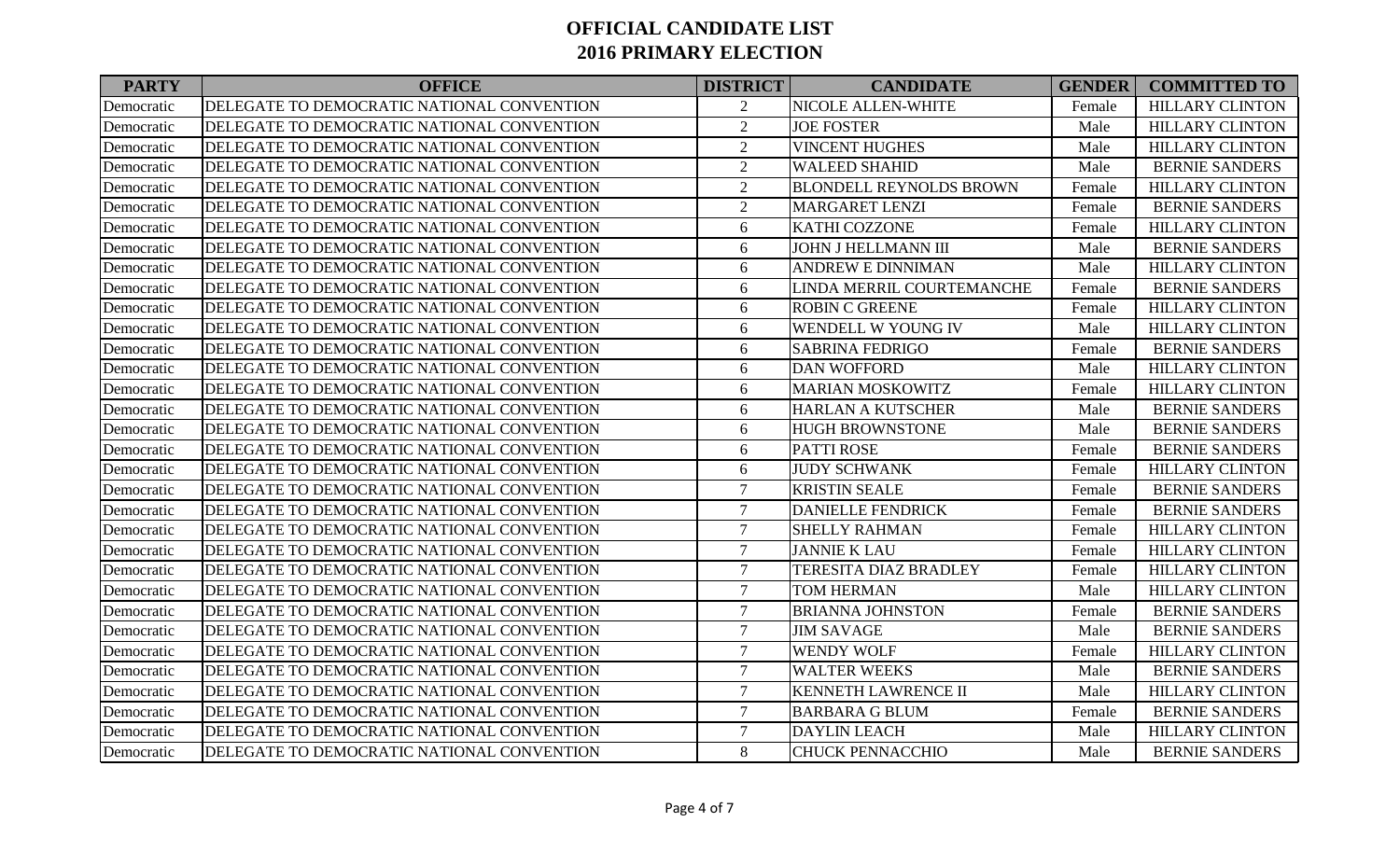# OFFICIAL CANDIDATE LIST
# 2016 PRIMARY ELECTION

| PARTY | OFFICE | DISTRICT | CANDIDATE | GENDER | COMMITTED TO |
|---|---|---|---|---|---|
| Democratic | DELEGATE TO DEMOCRATIC NATIONAL CONVENTION | 2 | NICOLE ALLEN-WHITE | Female | HILLARY CLINTON |
| Democratic | DELEGATE TO DEMOCRATIC NATIONAL CONVENTION | 2 | JOE FOSTER | Male | HILLARY CLINTON |
| Democratic | DELEGATE TO DEMOCRATIC NATIONAL CONVENTION | 2 | VINCENT HUGHES | Male | HILLARY CLINTON |
| Democratic | DELEGATE TO DEMOCRATIC NATIONAL CONVENTION | 2 | WALEED SHAHID | Male | BERNIE SANDERS |
| Democratic | DELEGATE TO DEMOCRATIC NATIONAL CONVENTION | 2 | BLONDELL REYNOLDS BROWN | Female | HILLARY CLINTON |
| Democratic | DELEGATE TO DEMOCRATIC NATIONAL CONVENTION | 2 | MARGARET LENZI | Female | BERNIE SANDERS |
| Democratic | DELEGATE TO DEMOCRATIC NATIONAL CONVENTION | 6 | KATHI COZZONE | Female | HILLARY CLINTON |
| Democratic | DELEGATE TO DEMOCRATIC NATIONAL CONVENTION | 6 | JOHN J HELLMANN III | Male | BERNIE SANDERS |
| Democratic | DELEGATE TO DEMOCRATIC NATIONAL CONVENTION | 6 | ANDREW E DINNIMAN | Male | HILLARY CLINTON |
| Democratic | DELEGATE TO DEMOCRATIC NATIONAL CONVENTION | 6 | LINDA MERRIL COURTEMANCHE | Female | BERNIE SANDERS |
| Democratic | DELEGATE TO DEMOCRATIC NATIONAL CONVENTION | 6 | ROBIN C GREENE | Female | HILLARY CLINTON |
| Democratic | DELEGATE TO DEMOCRATIC NATIONAL CONVENTION | 6 | WENDELL W YOUNG IV | Male | HILLARY CLINTON |
| Democratic | DELEGATE TO DEMOCRATIC NATIONAL CONVENTION | 6 | SABRINA FEDRIGO | Female | BERNIE SANDERS |
| Democratic | DELEGATE TO DEMOCRATIC NATIONAL CONVENTION | 6 | DAN WOFFORD | Male | HILLARY CLINTON |
| Democratic | DELEGATE TO DEMOCRATIC NATIONAL CONVENTION | 6 | MARIAN MOSKOWITZ | Female | HILLARY CLINTON |
| Democratic | DELEGATE TO DEMOCRATIC NATIONAL CONVENTION | 6 | HARLAN A KUTSCHER | Male | BERNIE SANDERS |
| Democratic | DELEGATE TO DEMOCRATIC NATIONAL CONVENTION | 6 | HUGH BROWNSTONE | Male | BERNIE SANDERS |
| Democratic | DELEGATE TO DEMOCRATIC NATIONAL CONVENTION | 6 | PATTI ROSE | Female | BERNIE SANDERS |
| Democratic | DELEGATE TO DEMOCRATIC NATIONAL CONVENTION | 6 | JUDY SCHWANK | Female | HILLARY CLINTON |
| Democratic | DELEGATE TO DEMOCRATIC NATIONAL CONVENTION | 7 | KRISTIN SEALE | Female | BERNIE SANDERS |
| Democratic | DELEGATE TO DEMOCRATIC NATIONAL CONVENTION | 7 | DANIELLE FENDRICK | Female | BERNIE SANDERS |
| Democratic | DELEGATE TO DEMOCRATIC NATIONAL CONVENTION | 7 | SHELLY RAHMAN | Female | HILLARY CLINTON |
| Democratic | DELEGATE TO DEMOCRATIC NATIONAL CONVENTION | 7 | JANNIE K LAU | Female | HILLARY CLINTON |
| Democratic | DELEGATE TO DEMOCRATIC NATIONAL CONVENTION | 7 | TERESITA DIAZ BRADLEY | Female | HILLARY CLINTON |
| Democratic | DELEGATE TO DEMOCRATIC NATIONAL CONVENTION | 7 | TOM HERMAN | Male | HILLARY CLINTON |
| Democratic | DELEGATE TO DEMOCRATIC NATIONAL CONVENTION | 7 | BRIANNA JOHNSTON | Female | BERNIE SANDERS |
| Democratic | DELEGATE TO DEMOCRATIC NATIONAL CONVENTION | 7 | JIM SAVAGE | Male | BERNIE SANDERS |
| Democratic | DELEGATE TO DEMOCRATIC NATIONAL CONVENTION | 7 | WENDY WOLF | Female | HILLARY CLINTON |
| Democratic | DELEGATE TO DEMOCRATIC NATIONAL CONVENTION | 7 | WALTER WEEKS | Male | BERNIE SANDERS |
| Democratic | DELEGATE TO DEMOCRATIC NATIONAL CONVENTION | 7 | KENNETH LAWRENCE II | Male | HILLARY CLINTON |
| Democratic | DELEGATE TO DEMOCRATIC NATIONAL CONVENTION | 7 | BARBARA G BLUM | Female | BERNIE SANDERS |
| Democratic | DELEGATE TO DEMOCRATIC NATIONAL CONVENTION | 7 | DAYLIN LEACH | Male | HILLARY CLINTON |
| Democratic | DELEGATE TO DEMOCRATIC NATIONAL CONVENTION | 8 | CHUCK PENNACCHIO | Male | BERNIE SANDERS |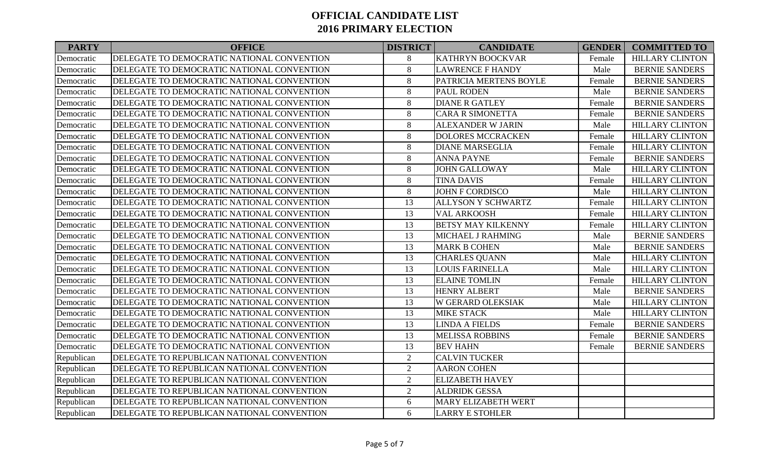# OFFICIAL CANDIDATE LIST
# 2016 PRIMARY ELECTION

| PARTY | OFFICE | DISTRICT | CANDIDATE | GENDER | COMMITTED TO |
|---|---|---|---|---|---|
| Democratic | DELEGATE TO DEMOCRATIC NATIONAL CONVENTION | 8 | KATHRYN BOOCKVAR | Female | HILLARY CLINTON |
| Democratic | DELEGATE TO DEMOCRATIC NATIONAL CONVENTION | 8 | LAWRENCE F HANDY | Male | BERNIE SANDERS |
| Democratic | DELEGATE TO DEMOCRATIC NATIONAL CONVENTION | 8 | PATRICIA MERTENS BOYLE | Female | BERNIE SANDERS |
| Democratic | DELEGATE TO DEMOCRATIC NATIONAL CONVENTION | 8 | PAUL RODEN | Male | BERNIE SANDERS |
| Democratic | DELEGATE TO DEMOCRATIC NATIONAL CONVENTION | 8 | DIANE R GATLEY | Female | BERNIE SANDERS |
| Democratic | DELEGATE TO DEMOCRATIC NATIONAL CONVENTION | 8 | CARA R SIMONETTA | Female | BERNIE SANDERS |
| Democratic | DELEGATE TO DEMOCRATIC NATIONAL CONVENTION | 8 | ALEXANDER W JARIN | Male | HILLARY CLINTON |
| Democratic | DELEGATE TO DEMOCRATIC NATIONAL CONVENTION | 8 | DOLORES MCCRACKEN | Female | HILLARY CLINTON |
| Democratic | DELEGATE TO DEMOCRATIC NATIONAL CONVENTION | 8 | DIANE MARSEGLIA | Female | HILLARY CLINTON |
| Democratic | DELEGATE TO DEMOCRATIC NATIONAL CONVENTION | 8 | ANNA PAYNE | Female | BERNIE SANDERS |
| Democratic | DELEGATE TO DEMOCRATIC NATIONAL CONVENTION | 8 | JOHN GALLOWAY | Male | HILLARY CLINTON |
| Democratic | DELEGATE TO DEMOCRATIC NATIONAL CONVENTION | 8 | TINA DAVIS | Female | HILLARY CLINTON |
| Democratic | DELEGATE TO DEMOCRATIC NATIONAL CONVENTION | 8 | JOHN F CORDISCO | Male | HILLARY CLINTON |
| Democratic | DELEGATE TO DEMOCRATIC NATIONAL CONVENTION | 13 | ALLYSON Y SCHWARTZ | Female | HILLARY CLINTON |
| Democratic | DELEGATE TO DEMOCRATIC NATIONAL CONVENTION | 13 | VAL ARKOOSH | Female | HILLARY CLINTON |
| Democratic | DELEGATE TO DEMOCRATIC NATIONAL CONVENTION | 13 | BETSY MAY KILKENNY | Female | HILLARY CLINTON |
| Democratic | DELEGATE TO DEMOCRATIC NATIONAL CONVENTION | 13 | MICHAEL J RAHMING | Male | BERNIE SANDERS |
| Democratic | DELEGATE TO DEMOCRATIC NATIONAL CONVENTION | 13 | MARK B COHEN | Male | BERNIE SANDERS |
| Democratic | DELEGATE TO DEMOCRATIC NATIONAL CONVENTION | 13 | CHARLES QUANN | Male | HILLARY CLINTON |
| Democratic | DELEGATE TO DEMOCRATIC NATIONAL CONVENTION | 13 | LOUIS FARINELLA | Male | HILLARY CLINTON |
| Democratic | DELEGATE TO DEMOCRATIC NATIONAL CONVENTION | 13 | ELAINE TOMLIN | Female | HILLARY CLINTON |
| Democratic | DELEGATE TO DEMOCRATIC NATIONAL CONVENTION | 13 | HENRY ALBERT | Male | BERNIE SANDERS |
| Democratic | DELEGATE TO DEMOCRATIC NATIONAL CONVENTION | 13 | W GERARD OLEKSIAK | Male | HILLARY CLINTON |
| Democratic | DELEGATE TO DEMOCRATIC NATIONAL CONVENTION | 13 | MIKE STACK | Male | HILLARY CLINTON |
| Democratic | DELEGATE TO DEMOCRATIC NATIONAL CONVENTION | 13 | LINDA A FIELDS | Female | BERNIE SANDERS |
| Democratic | DELEGATE TO DEMOCRATIC NATIONAL CONVENTION | 13 | MELISSA ROBBINS | Female | BERNIE SANDERS |
| Democratic | DELEGATE TO DEMOCRATIC NATIONAL CONVENTION | 13 | BEV HAHN | Female | BERNIE SANDERS |
| Republican | DELEGATE TO REPUBLICAN NATIONAL CONVENTION | 2 | CALVIN TUCKER | | |
| Republican | DELEGATE TO REPUBLICAN NATIONAL CONVENTION | 2 | AARON COHEN | | |
| Republican | DELEGATE TO REPUBLICAN NATIONAL CONVENTION | 2 | ELIZABETH HAVEY | | |
| Republican | DELEGATE TO REPUBLICAN NATIONAL CONVENTION | 2 | ALDRIDK GESSA | | |
| Republican | DELEGATE TO REPUBLICAN NATIONAL CONVENTION | 6 | MARY ELIZABETH WERT | | |
| Republican | DELEGATE TO REPUBLICAN NATIONAL CONVENTION | 6 | LARRY E STOHLER | | |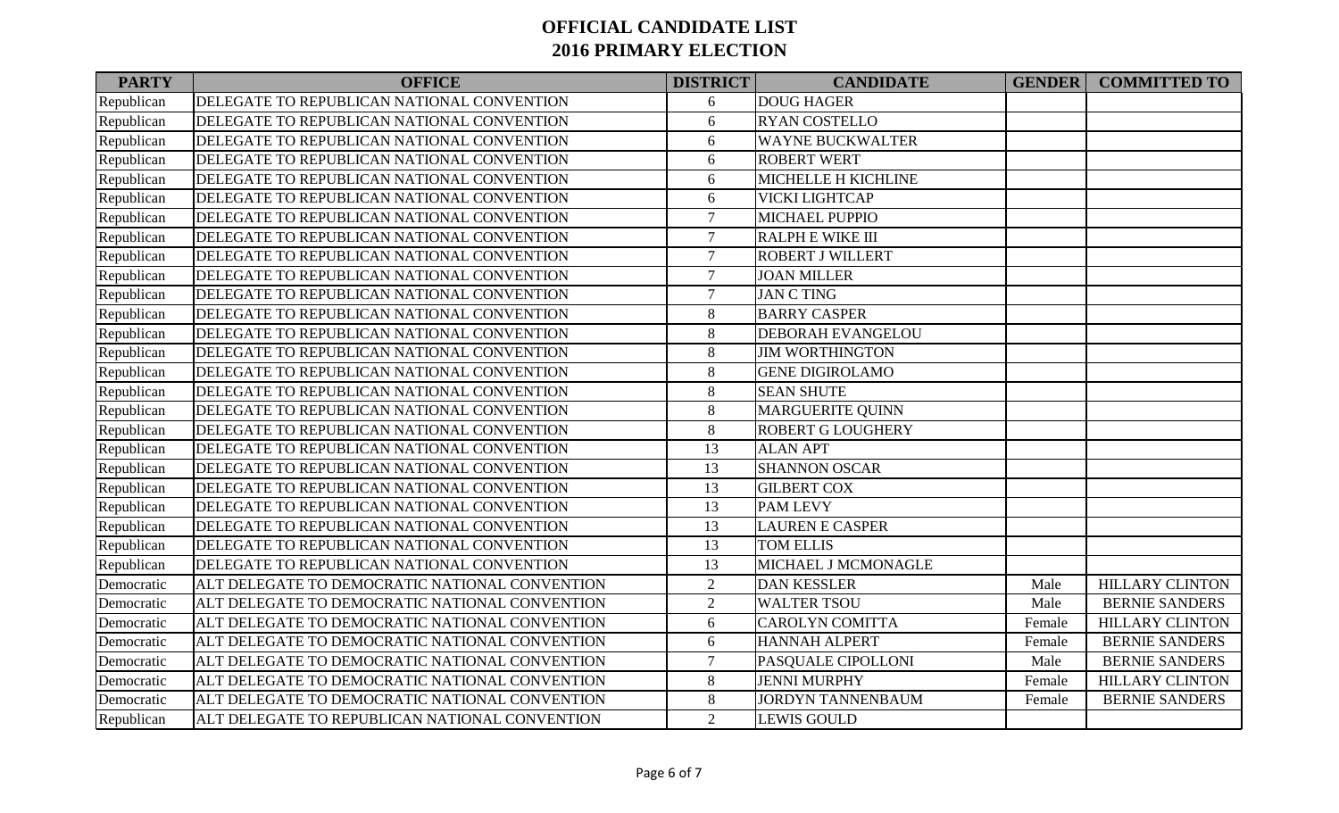# OFFICIAL CANDIDATE LIST
# 2016 PRIMARY ELECTION

| PARTY | OFFICE | DISTRICT | CANDIDATE | GENDER | COMMITTED TO |
|---|---|---|---|---|---|
| Republican | DELEGATE TO REPUBLICAN NATIONAL CONVENTION | 6 | DOUG HAGER | | |
| Republican | DELEGATE TO REPUBLICAN NATIONAL CONVENTION | 6 | RYAN COSTELLO | | |
| Republican | DELEGATE TO REPUBLICAN NATIONAL CONVENTION | 6 | WAYNE BUCKWALTER | | |
| Republican | DELEGATE TO REPUBLICAN NATIONAL CONVENTION | 6 | ROBERT WERT | | |
| Republican | DELEGATE TO REPUBLICAN NATIONAL CONVENTION | 6 | MICHELLE H KICHLINE | | |
| Republican | DELEGATE TO REPUBLICAN NATIONAL CONVENTION | 6 | VICKI LIGHTCAP | | |
| Republican | DELEGATE TO REPUBLICAN NATIONAL CONVENTION | 7 | MICHAEL PUPPIO | | |
| Republican | DELEGATE TO REPUBLICAN NATIONAL CONVENTION | 7 | RALPH E WIKE III | | |
| Republican | DELEGATE TO REPUBLICAN NATIONAL CONVENTION | 7 | ROBERT J WILLERT | | |
| Republican | DELEGATE TO REPUBLICAN NATIONAL CONVENTION | 7 | JOAN MILLER | | |
| Republican | DELEGATE TO REPUBLICAN NATIONAL CONVENTION | 7 | JAN C TING | | |
| Republican | DELEGATE TO REPUBLICAN NATIONAL CONVENTION | 8 | BARRY CASPER | | |
| Republican | DELEGATE TO REPUBLICAN NATIONAL CONVENTION | 8 | DEBORAH EVANGELOU | | |
| Republican | DELEGATE TO REPUBLICAN NATIONAL CONVENTION | 8 | JIM WORTHINGTON | | |
| Republican | DELEGATE TO REPUBLICAN NATIONAL CONVENTION | 8 | GENE DIGIROLAMO | | |
| Republican | DELEGATE TO REPUBLICAN NATIONAL CONVENTION | 8 | SEAN SHUTE | | |
| Republican | DELEGATE TO REPUBLICAN NATIONAL CONVENTION | 8 | MARGUERITE QUINN | | |
| Republican | DELEGATE TO REPUBLICAN NATIONAL CONVENTION | 8 | ROBERT G LOUGHERY | | |
| Republican | DELEGATE TO REPUBLICAN NATIONAL CONVENTION | 13 | ALAN APT | | |
| Republican | DELEGATE TO REPUBLICAN NATIONAL CONVENTION | 13 | SHANNON OSCAR | | |
| Republican | DELEGATE TO REPUBLICAN NATIONAL CONVENTION | 13 | GILBERT COX | | |
| Republican | DELEGATE TO REPUBLICAN NATIONAL CONVENTION | 13 | PAM LEVY | | |
| Republican | DELEGATE TO REPUBLICAN NATIONAL CONVENTION | 13 | LAUREN E CASPER | | |
| Republican | DELEGATE TO REPUBLICAN NATIONAL CONVENTION | 13 | TOM ELLIS | | |
| Republican | DELEGATE TO REPUBLICAN NATIONAL CONVENTION | 13 | MICHAEL J MCMONAGLE | | |
| Democratic | ALT DELEGATE TO DEMOCRATIC NATIONAL CONVENTION | 2 | DAN KESSLER | Male | HILLARY CLINTON |
| Democratic | ALT DELEGATE TO DEMOCRATIC NATIONAL CONVENTION | 2 | WALTER TSOU | Male | BERNIE SANDERS |
| Democratic | ALT DELEGATE TO DEMOCRATIC NATIONAL CONVENTION | 6 | CAROLYN COMITTA | Female | HILLARY CLINTON |
| Democratic | ALT DELEGATE TO DEMOCRATIC NATIONAL CONVENTION | 6 | HANNAH ALPERT | Female | BERNIE SANDERS |
| Democratic | ALT DELEGATE TO DEMOCRATIC NATIONAL CONVENTION | 7 | PASQUALE CIPOLLONI | Male | BERNIE SANDERS |
| Democratic | ALT DELEGATE TO DEMOCRATIC NATIONAL CONVENTION | 8 | JENNI MURPHY | Female | HILLARY CLINTON |
| Democratic | ALT DELEGATE TO DEMOCRATIC NATIONAL CONVENTION | 8 | JORDYN TANNENBAUM | Female | BERNIE SANDERS |
| Republican | ALT DELEGATE TO REPUBLICAN NATIONAL CONVENTION | 2 | LEWIS GOULD | | |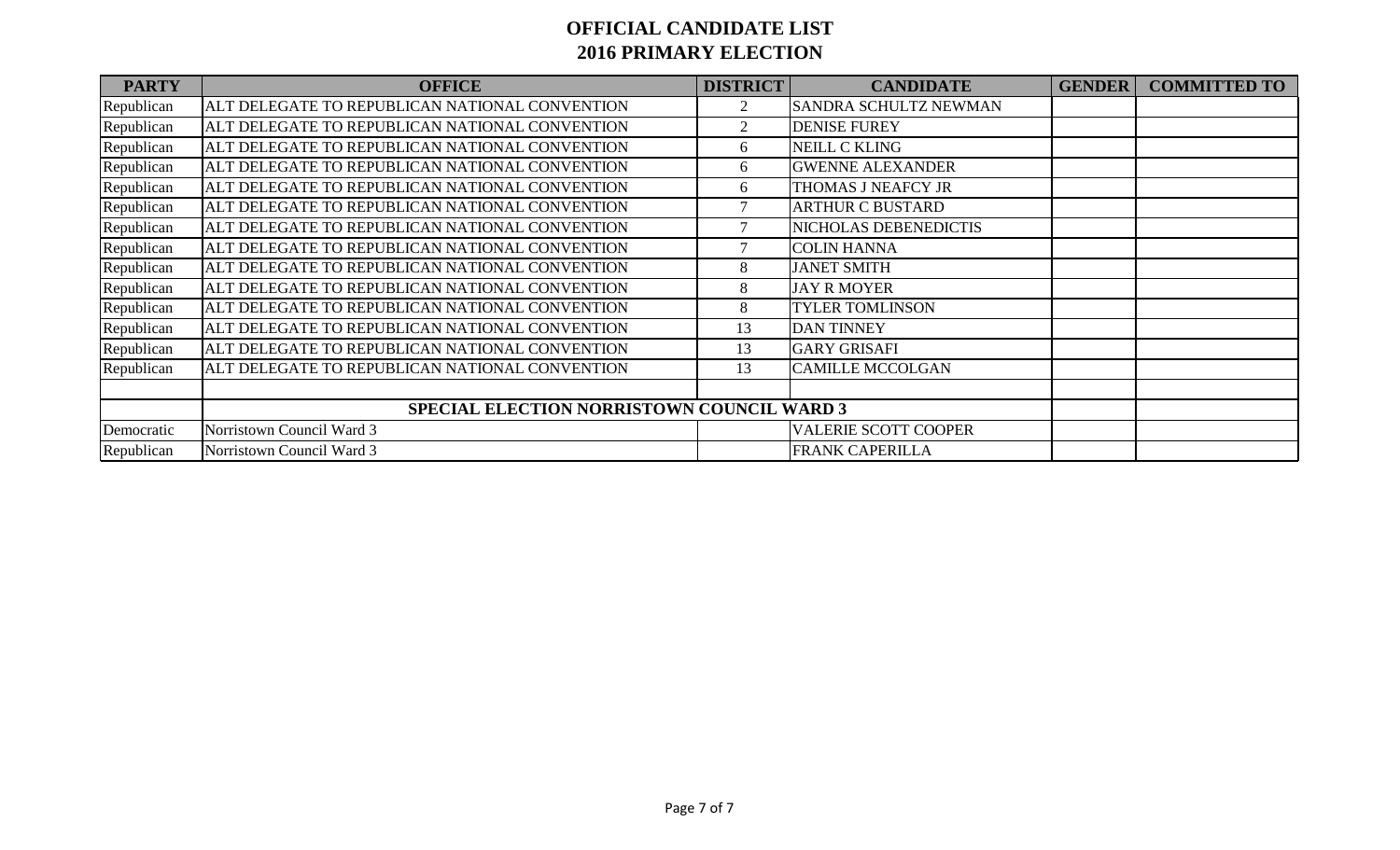# OFFICIAL CANDIDATE LIST
## 2016 PRIMARY ELECTION

| PARTY | OFFICE | DISTRICT | CANDIDATE | GENDER | COMMITTED TO |
|---|---|---|---|---|---|
| Republican | ALT DELEGATE TO REPUBLICAN NATIONAL CONVENTION | 2 | SANDRA SCHULTZ NEWMAN | | |
| Republican | ALT DELEGATE TO REPUBLICAN NATIONAL CONVENTION | 2 | DENISE FUREY | | |
| Republican | ALT DELEGATE TO REPUBLICAN NATIONAL CONVENTION | 6 | NEILL C KLING | | |
| Republican | ALT DELEGATE TO REPUBLICAN NATIONAL CONVENTION | 6 | GWENNE ALEXANDER | | |
| Republican | ALT DELEGATE TO REPUBLICAN NATIONAL CONVENTION | 6 | THOMAS J NEAFCY JR | | |
| Republican | ALT DELEGATE TO REPUBLICAN NATIONAL CONVENTION | 7 | ARTHUR C BUSTARD | | |
| Republican | ALT DELEGATE TO REPUBLICAN NATIONAL CONVENTION | 7 | NICHOLAS DEBENEDICTIS | | |
| Republican | ALT DELEGATE TO REPUBLICAN NATIONAL CONVENTION | 7 | COLIN HANNA | | |
| Republican | ALT DELEGATE TO REPUBLICAN NATIONAL CONVENTION | 8 | JANET SMITH | | |
| Republican | ALT DELEGATE TO REPUBLICAN NATIONAL CONVENTION | 8 | JAY R MOYER | | |
| Republican | ALT DELEGATE TO REPUBLICAN NATIONAL CONVENTION | 8 | TYLER TOMLINSON | | |
| Republican | ALT DELEGATE TO REPUBLICAN NATIONAL CONVENTION | 13 | DAN TINNEY | | |
| Republican | ALT DELEGATE TO REPUBLICAN NATIONAL CONVENTION | 13 | GARY GRISAFI | | |
| Republican | ALT DELEGATE TO REPUBLICAN NATIONAL CONVENTION | 13 | CAMILLE MCCOLGAN | | |
| | | | | | |
| | **SPECIAL ELECTION NORRISTOWN COUNCIL WARD 3** | | | | |
| Democratic | Norristown Council Ward 3 | | VALERIE SCOTT COOPER | | |
| Republican | Norristown Council Ward 3 | | FRANK CAPERILLA | | |